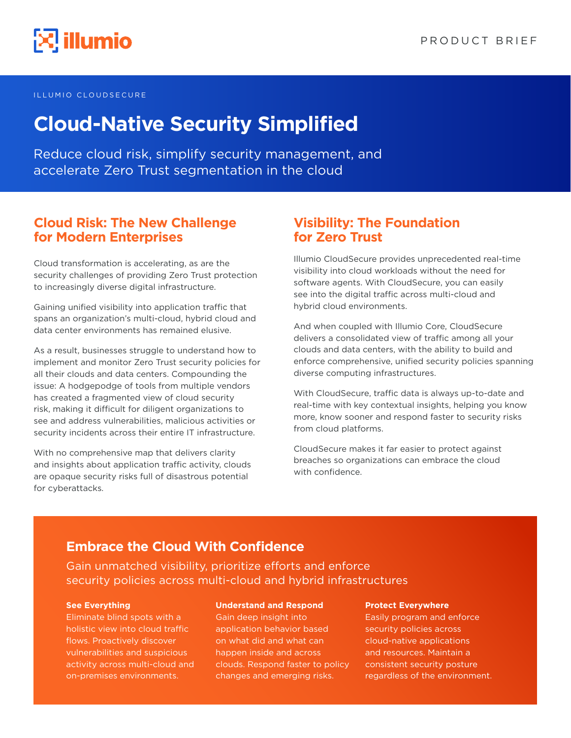illumio

PRODUCT BRIEF

ILLUMIO CLOUDSECURE

# Cloud-Native Security Simplified

Reduce cloud risk, simplify security management, and accelerate Zero Trust segmentation in the cloud

## Cloud Risk: The New Challenge for Modern Enterprises

Cloud transformation is accelerating, as are the security challenges of providing Zero Trust protection to increasingly diverse digital infrastructure.

Gaining unified visibility into application traffic that spans an organization's multi-cloud, hybrid cloud and data center environments has remained elusive.

As a result, businesses struggle to understand how to implement and monitor Zero Trust security policies for all their clouds and data centers. Compounding the issue: A hodgepodge of tools from multiple vendors has created a fragmented view of cloud security risk, making it difficult for diligent organizations to see and address vulnerabilities, malicious activities or security incidents across their entire IT infrastructure.

With no comprehensive map that delivers clarity and insights about application traffic activity, clouds are opaque security risks full of disastrous potential for cyberattacks.

## Visibility: The Foundation for Zero Trust

Illumio CloudSecure provides unprecedented real-time visibility into cloud workloads without the need for software agents. With CloudSecure, you can easily see into the digital traffic across multi-cloud and hybrid cloud environments.

And when coupled with Illumio Core, CloudSecure delivers a consolidated view of traffic among all your clouds and data centers, with the ability to build and enforce comprehensive, unified security policies spanning diverse computing infrastructures.

With CloudSecure, traffic data is always up-to-date and real-time with key contextual insights, helping you know more, know sooner and respond faster to security risks from cloud platforms.

CloudSecure makes it far easier to protect against breaches so organizations can embrace the cloud with confidence.

## Embrace the Cloud With Confidence

Gain unmatched visibility, prioritize efforts and enforce security policies across multi-cloud and hybrid infrastructures

**See Everything**
Eliminate blind spots with a holistic view into cloud traffic flows. Proactively discover vulnerabilities and suspicious activity across multi-cloud and on-premises environments.

**Understand and Respond**
Gain deep insight into application behavior based on what did and what can happen inside and across clouds. Respond faster to policy changes and emerging risks.

**Protect Everywhere**
Easily program and enforce security policies across cloud-native applications and resources. Maintain a consistent security posture regardless of the environment.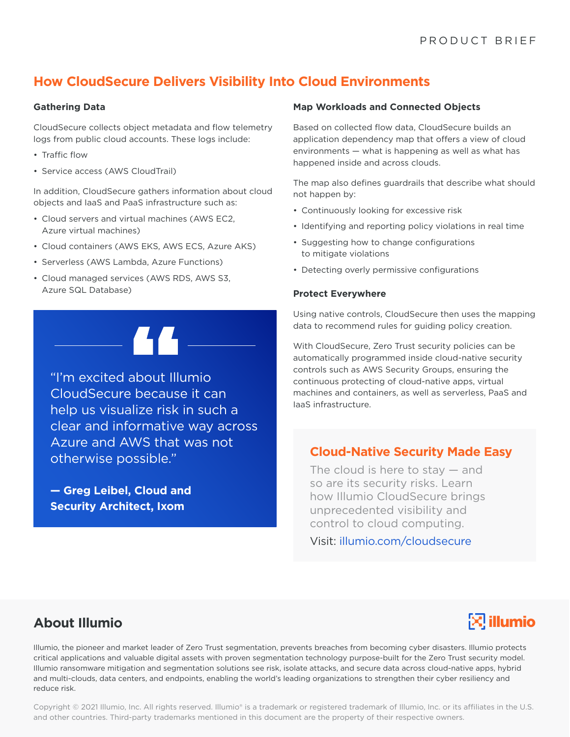PRODUCT BRIEF

## How CloudSecure Delivers Visibility Into Cloud Environments

### Gathering Data

CloudSecure collects object metadata and flow telemetry logs from public cloud accounts. These logs include:

- Traffic flow
- Service access (AWS CloudTrail)

In addition, CloudSecure gathers information about cloud objects and IaaS and PaaS infrastructure such as:

- Cloud servers and virtual machines (AWS EC2, Azure virtual machines)
- Cloud containers (AWS EKS, AWS ECS, Azure AKS)
- Serverless (AWS Lambda, Azure Functions)
- Cloud managed services (AWS RDS, AWS S3, Azure SQL Database)

> "I'm excited about Illumio CloudSecure because it can help us visualize risk in such a clear and informative way across Azure and AWS that was not otherwise possible."
>
> **— Greg Leibel, Cloud and Security Architect, Ixom**

### Map Workloads and Connected Objects

Based on collected flow data, CloudSecure builds an application dependency map that offers a view of cloud environments — what is happening as well as what has happened inside and across clouds.

The map also defines guardrails that describe what should not happen by:

- Continuously looking for excessive risk
- Identifying and reporting policy violations in real time
- Suggesting how to change configurations to mitigate violations
- Detecting overly permissive configurations

### Protect Everywhere

Using native controls, CloudSecure then uses the mapping data to recommend rules for guiding policy creation.

With CloudSecure, Zero Trust security policies can be automatically programmed inside cloud-native security controls such as AWS Security Groups, ensuring the continuous protecting of cloud-native apps, virtual machines and containers, as well as serverless, PaaS and IaaS infrastructure.

### Cloud-Native Security Made Easy

The cloud is here to stay — and so are its security risks. Learn how Illumio CloudSecure brings unprecedented visibility and control to cloud computing.

Visit: illumio.com/cloudsecure

## About Illumio

illumio

Illumio, the pioneer and market leader of Zero Trust segmentation, prevents breaches from becoming cyber disasters. Illumio protects critical applications and valuable digital assets with proven segmentation technology purpose-built for the Zero Trust security model. Illumio ransomware mitigation and segmentation solutions see risk, isolate attacks, and secure data across cloud-native apps, hybrid and multi-clouds, data centers, and endpoints, enabling the world's leading organizations to strengthen their cyber resiliency and reduce risk.

Copyright © 2021 Illumio, Inc. All rights reserved. Illumio® is a trademark or registered trademark of Illumio, Inc. or its affiliates in the U.S. and other countries. Third-party trademarks mentioned in this document are the property of their respective owners.